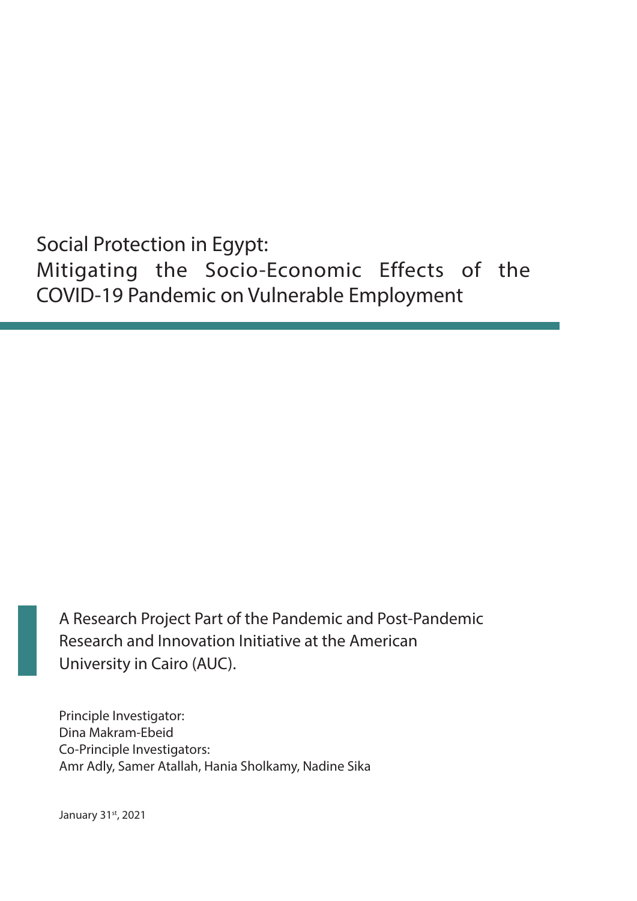# Social Protection in Egypt:
# Mitigating the Socio-Economic Effects of the COVID-19 Pandemic on Vulnerable Employment

A Research Project Part of the Pandemic and Post-Pandemic Research and Innovation Initiative at the American University in Cairo (AUC).

Principle Investigator:
Dina Makram-Ebeid
Co-Principle Investigators:
Amr Adly, Samer Atallah, Hania Sholkamy, Nadine Sika

January 31st, 2021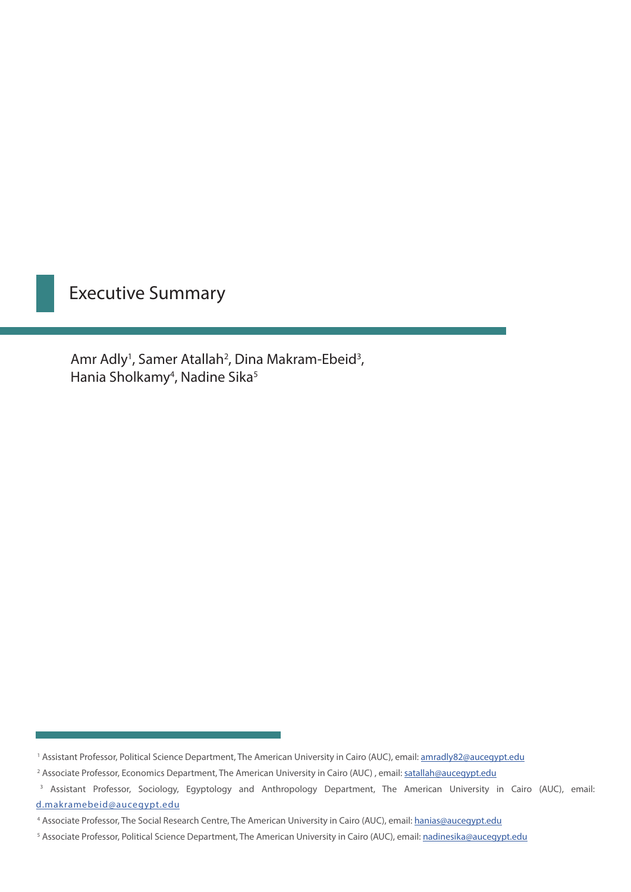# Executive Summary

Amr Adly[1], Samer Atallah[2], Dina Makram-Ebeid[3], Hania Sholkamy[4], Nadine Sika[5]

[1] Assistant Professor, Political Science Department, The American University in Cairo (AUC), email: amradly82@aucegypt.edu

[2] Associate Professor, Economics Department, The American University in Cairo (AUC) , email: satallah@aucegypt.edu

[3] Assistant Professor, Sociology, Egyptology and Anthropology Department, The American University in Cairo (AUC), email: d.makramebeid@aucegypt.edu

[4] Associate Professor, The Social Research Centre, The American University in Cairo (AUC), email: hanias@aucegypt.edu

[5] Associate Professor, Political Science Department, The American University in Cairo (AUC), email: nadinesika@aucegypt.edu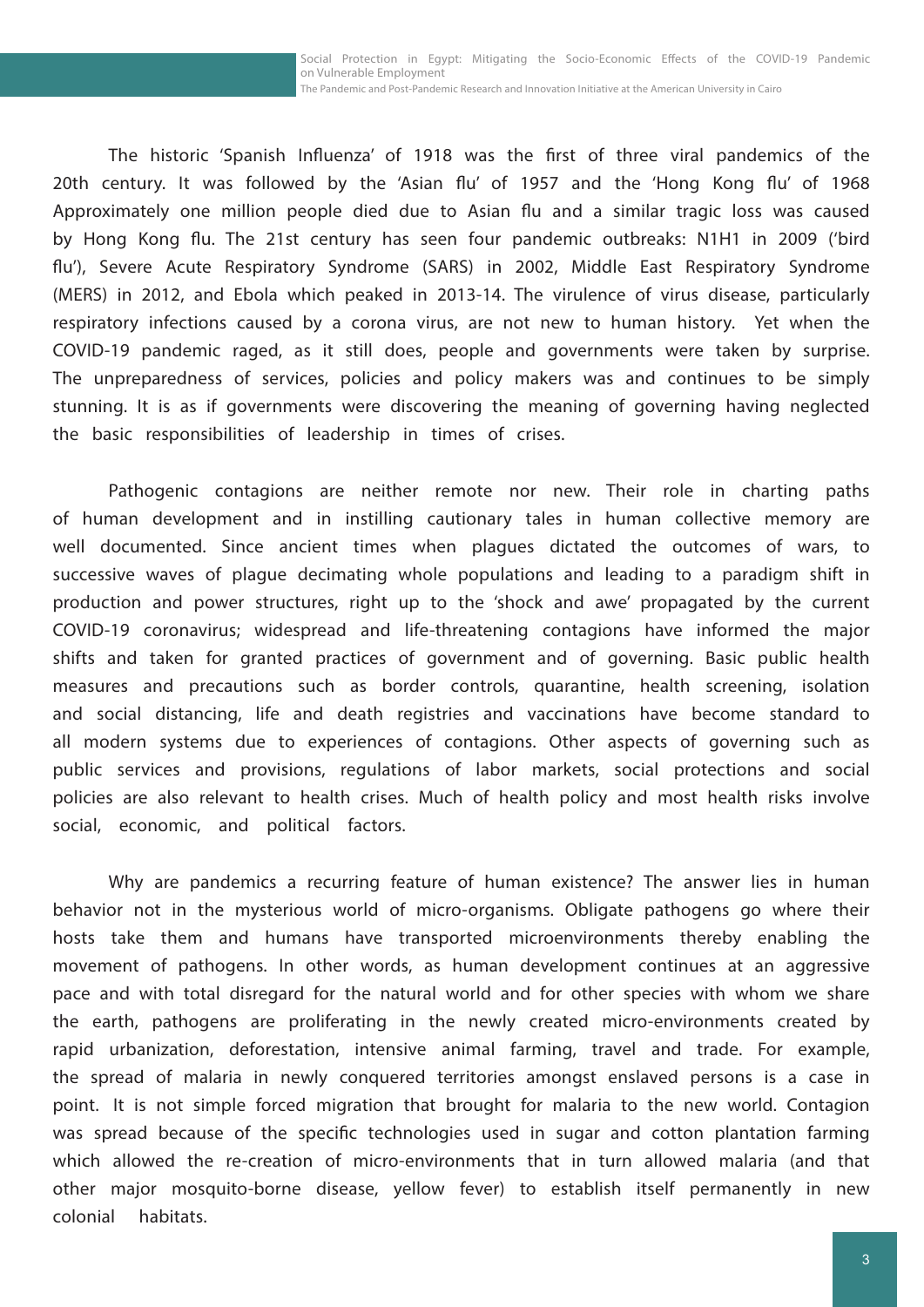The historic 'Spanish Influenza' of 1918 was the first of three viral pandemics of the 20th century. It was followed by the 'Asian flu' of 1957 and the 'Hong Kong flu' of 1968 Approximately one million people died due to Asian flu and a similar tragic loss was caused by Hong Kong flu. The 21st century has seen four pandemic outbreaks: N1H1 in 2009 ('bird flu'), Severe Acute Respiratory Syndrome (SARS) in 2002, Middle East Respiratory Syndrome (MERS) in 2012, and Ebola which peaked in 2013-14. The virulence of virus disease, particularly respiratory infections caused by a corona virus, are not new to human history. Yet when the COVID-19 pandemic raged, as it still does, people and governments were taken by surprise. The unpreparedness of services, policies and policy makers was and continues to be simply stunning. It is as if governments were discovering the meaning of governing having neglected the basic responsibilities of leadership in times of crises.

Pathogenic contagions are neither remote nor new. Their role in charting paths of human development and in instilling cautionary tales in human collective memory are well documented. Since ancient times when plagues dictated the outcomes of wars, to successive waves of plague decimating whole populations and leading to a paradigm shift in production and power structures, right up to the 'shock and awe' propagated by the current COVID-19 coronavirus; widespread and life-threatening contagions have informed the major shifts and taken for granted practices of government and of governing. Basic public health measures and precautions such as border controls, quarantine, health screening, isolation and social distancing, life and death registries and vaccinations have become standard to all modern systems due to experiences of contagions. Other aspects of governing such as public services and provisions, regulations of labor markets, social protections and social policies are also relevant to health crises. Much of health policy and most health risks involve social, economic, and political factors.

Why are pandemics a recurring feature of human existence? The answer lies in human behavior not in the mysterious world of micro-organisms. Obligate pathogens go where their hosts take them and humans have transported microenvironments thereby enabling the movement of pathogens. In other words, as human development continues at an aggressive pace and with total disregard for the natural world and for other species with whom we share the earth, pathogens are proliferating in the newly created micro-environments created by rapid urbanization, deforestation, intensive animal farming, travel and trade. For example, the spread of malaria in newly conquered territories amongst enslaved persons is a case in point. It is not simple forced migration that brought for malaria to the new world. Contagion was spread because of the specific technologies used in sugar and cotton plantation farming which allowed the re-creation of micro-environments that in turn allowed malaria (and that other major mosquito-borne disease, yellow fever) to establish itself permanently in new colonial habitats.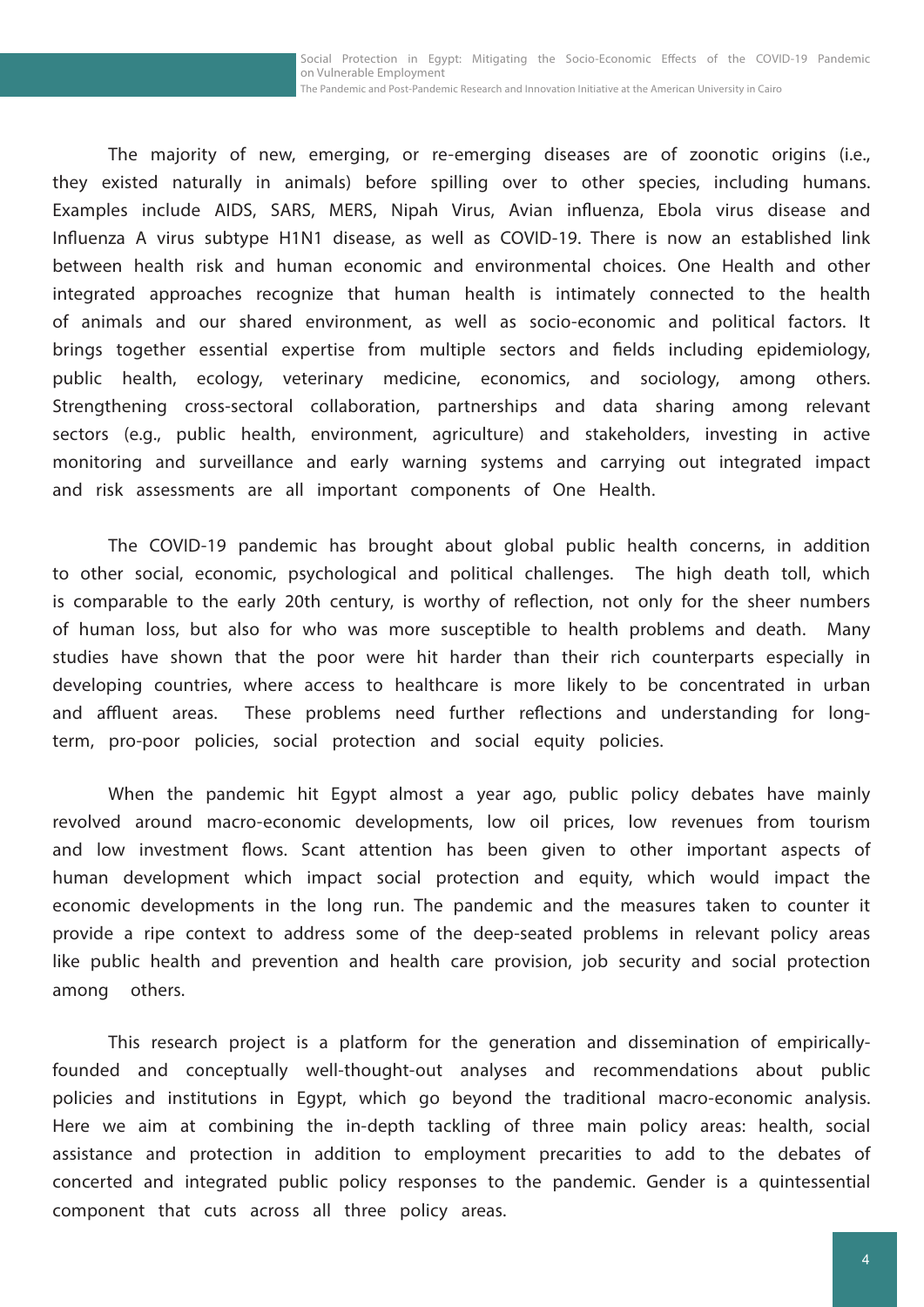The majority of new, emerging, or re-emerging diseases are of zoonotic origins (i.e., they existed naturally in animals) before spilling over to other species, including humans. Examples include AIDS, SARS, MERS, Nipah Virus, Avian influenza, Ebola virus disease and Influenza A virus subtype H1N1 disease, as well as COVID-19. There is now an established link between health risk and human economic and environmental choices. One Health and other integrated approaches recognize that human health is intimately connected to the health of animals and our shared environment, as well as socio-economic and political factors. It brings together essential expertise from multiple sectors and fields including epidemiology, public health, ecology, veterinary medicine, economics, and sociology, among others. Strengthening cross-sectoral collaboration, partnerships and data sharing among relevant sectors (e.g., public health, environment, agriculture) and stakeholders, investing in active monitoring and surveillance and early warning systems and carrying out integrated impact and risk assessments are all important components of One Health.

The COVID-19 pandemic has brought about global public health concerns, in addition to other social, economic, psychological and political challenges. The high death toll, which is comparable to the early 20th century, is worthy of reflection, not only for the sheer numbers of human loss, but also for who was more susceptible to health problems and death. Many studies have shown that the poor were hit harder than their rich counterparts especially in developing countries, where access to healthcare is more likely to be concentrated in urban and affluent areas. These problems need further reflections and understanding for long-term, pro-poor policies, social protection and social equity policies.

When the pandemic hit Egypt almost a year ago, public policy debates have mainly revolved around macro-economic developments, low oil prices, low revenues from tourism and low investment flows. Scant attention has been given to other important aspects of human development which impact social protection and equity, which would impact the economic developments in the long run. The pandemic and the measures taken to counter it provide a ripe context to address some of the deep-seated problems in relevant policy areas like public health and prevention and health care provision, job security and social protection among others.

This research project is a platform for the generation and dissemination of empirically-founded and conceptually well-thought-out analyses and recommendations about public policies and institutions in Egypt, which go beyond the traditional macro-economic analysis. Here we aim at combining the in-depth tackling of three main policy areas: health, social assistance and protection in addition to employment precarities to add to the debates of concerted and integrated public policy responses to the pandemic. Gender is a quintessential component that cuts across all three policy areas.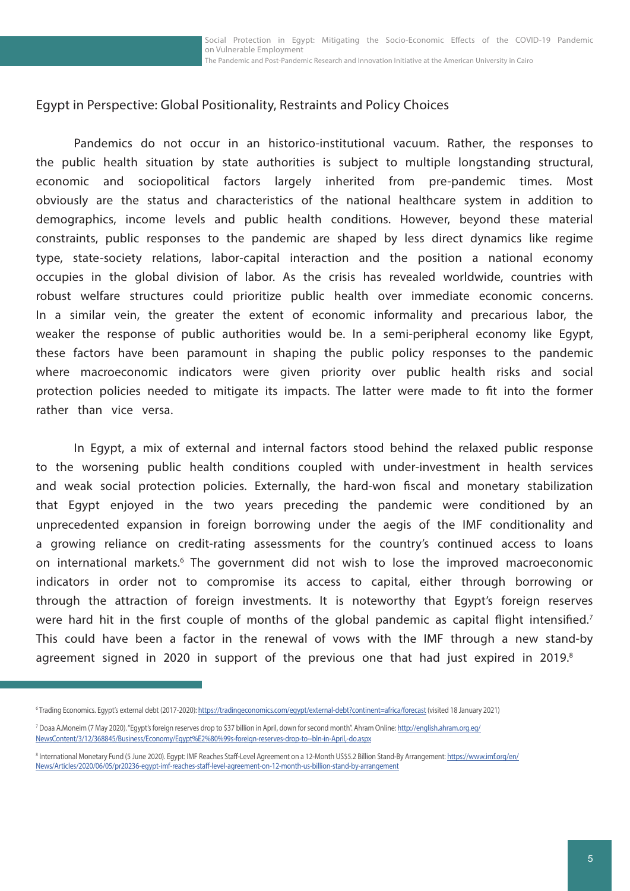## Egypt in Perspective: Global Positionality, Restraints and Policy Choices

Pandemics do not occur in an historico-institutional vacuum. Rather, the responses to the public health situation by state authorities is subject to multiple longstanding structural, economic and sociopolitical factors largely inherited from pre-pandemic times. Most obviously are the status and characteristics of the national healthcare system in addition to demographics, income levels and public health conditions. However, beyond these material constraints, public responses to the pandemic are shaped by less direct dynamics like regime type, state-society relations, labor-capital interaction and the position a national economy occupies in the global division of labor. As the crisis has revealed worldwide, countries with robust welfare structures could prioritize public health over immediate economic concerns. In a similar vein, the greater the extent of economic informality and precarious labor, the weaker the response of public authorities would be. In a semi-peripheral economy like Egypt, these factors have been paramount in shaping the public policy responses to the pandemic where macroeconomic indicators were given priority over public health risks and social protection policies needed to mitigate its impacts. The latter were made to fit into the former rather than vice versa.

In Egypt, a mix of external and internal factors stood behind the relaxed public response to the worsening public health conditions coupled with under-investment in health services and weak social protection policies. Externally, the hard-won fiscal and monetary stabilization that Egypt enjoyed in the two years preceding the pandemic were conditioned by an unprecedented expansion in foreign borrowing under the aegis of the IMF conditionality and a growing reliance on credit-rating assessments for the country's continued access to loans on international markets.[6] The government did not wish to lose the improved macroeconomic indicators in order not to compromise its access to capital, either through borrowing or through the attraction of foreign investments. It is noteworthy that Egypt's foreign reserves were hard hit in the first couple of months of the global pandemic as capital flight intensified.[7] This could have been a factor in the renewal of vows with the IMF through a new stand-by agreement signed in 2020 in support of the previous one that had just expired in 2019.[8]

---

[6] Trading Economics. Egypt's external debt (2017-2020): https://tradingeconomics.com/egypt/external-debt?continent=africa/forecast (visited 18 January 2021)

[7] Doaa A.Moneim (7 May 2020). "Egypt's foreign reserves drop to $37 billion in April, down for second month". Ahram Online: http://english.ahram.org.eg/NewsContent/3/12/368845/Business/Economy/Egypt%E2%80%99s-foreign-reserves-drop-to--bln-in-April,-do.aspx

[8] International Monetary Fund (5 June 2020). Egypt: IMF Reaches Staff-Level Agreement on a 12-Month US$5.2 Billion Stand-By Arrangement: https://www.imf.org/en/News/Articles/2020/06/05/pr20236-egypt-imf-reaches-staff-level-agreement-on-12-month-us-billion-stand-by-arrangement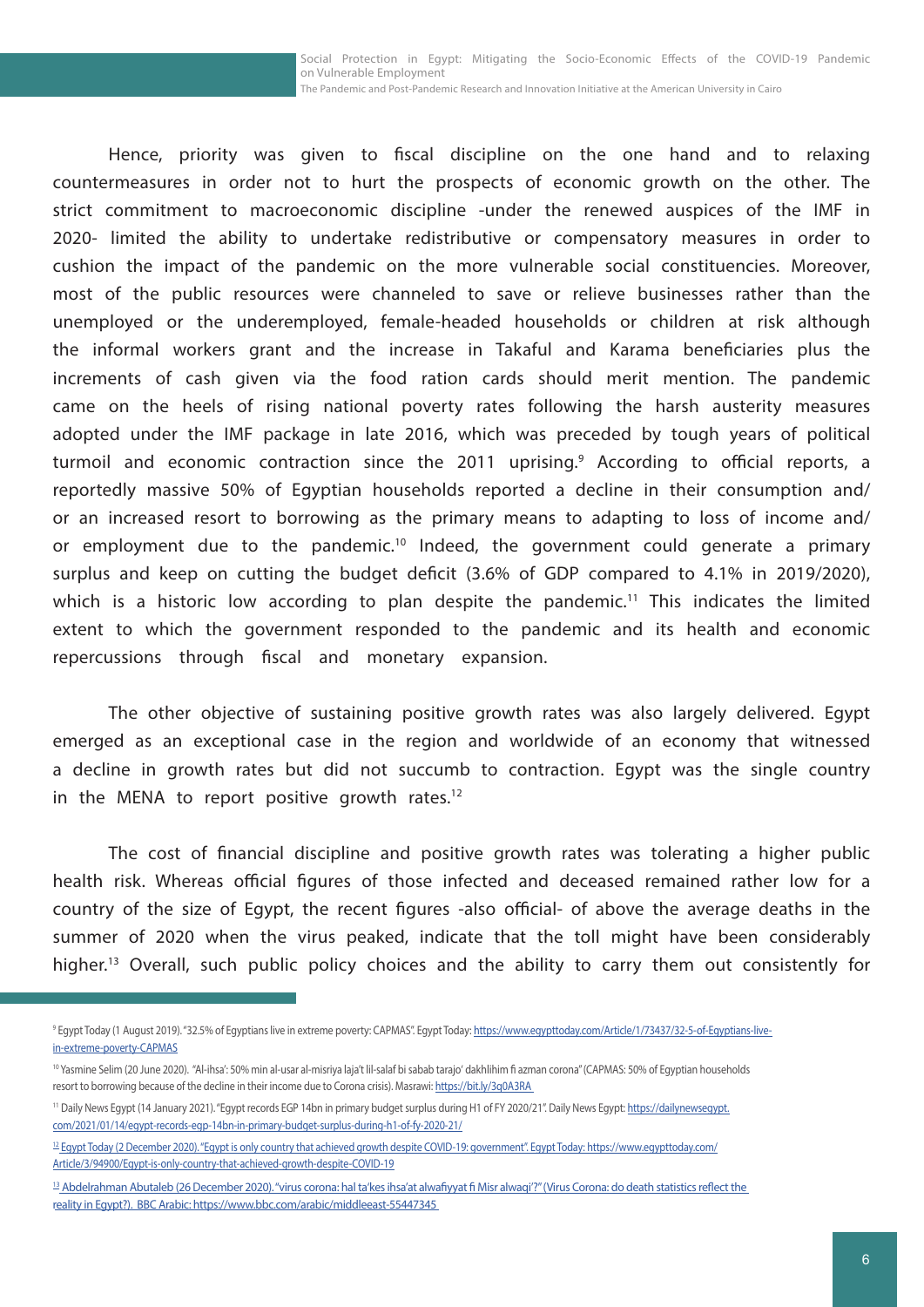Hence, priority was given to fiscal discipline on the one hand and to relaxing countermeasures in order not to hurt the prospects of economic growth on the other. The strict commitment to macroeconomic discipline -under the renewed auspices of the IMF in 2020- limited the ability to undertake redistributive or compensatory measures in order to cushion the impact of the pandemic on the more vulnerable social constituencies. Moreover, most of the public resources were channeled to save or relieve businesses rather than the unemployed or the underemployed, female-headed households or children at risk although the informal workers grant and the increase in Takaful and Karama beneficiaries plus the increments of cash given via the food ration cards should merit mention. The pandemic came on the heels of rising national poverty rates following the harsh austerity measures adopted under the IMF package in late 2016, which was preceded by tough years of political turmoil and economic contraction since the 2011 uprising.[9] According to official reports, a reportedly massive 50% of Egyptian households reported a decline in their consumption and/or an increased resort to borrowing as the primary means to adapting to loss of income and/or employment due to the pandemic.[10] Indeed, the government could generate a primary surplus and keep on cutting the budget deficit (3.6% of GDP compared to 4.1% in 2019/2020), which is a historic low according to plan despite the pandemic.[11] This indicates the limited extent to which the government responded to the pandemic and its health and economic repercussions through fiscal and monetary expansion.

The other objective of sustaining positive growth rates was also largely delivered. Egypt emerged as an exceptional case in the region and worldwide of an economy that witnessed a decline in growth rates but did not succumb to contraction. Egypt was the single country in the MENA to report positive growth rates.[12]

The cost of financial discipline and positive growth rates was tolerating a higher public health risk. Whereas official figures of those infected and deceased remained rather low for a country of the size of Egypt, the recent figures -also official- of above the average deaths in the summer of 2020 when the virus peaked, indicate that the toll might have been considerably higher.[13] Overall, such public policy choices and the ability to carry them out consistently for

---

[9] Egypt Today (1 August 2019). "32.5% of Egyptians live in extreme poverty: CAPMAS". Egypt Today: https://www.egypttoday.com/Article/1/73437/32-5-of-Egyptians-live-in-extreme-poverty-CAPMAS

[10] Yasmine Selim (20 June 2020). "Al-ihsa': 50% min al-usar al-misriya laja't lil-salaf bi sabab tarajo' dakhlihim fi azman corona" (CAPMAS: 50% of Egyptian households resort to borrowing because of the decline in their income due to Corona crisis). Masrawi: https://bit.ly/3q0A3RA

[11] Daily News Egypt (14 January 2021). "Egypt records EGP 14bn in primary budget surplus during H1 of FY 2020/21". Daily News Egypt: https://dailynewsegypt.com/2021/01/14/egypt-records-egp-14bn-in-primary-budget-surplus-during-h1-of-fy-2020-21/

[12] Egypt Today (2 December 2020). "Egypt is only country that achieved growth despite COVID-19: government". Egypt Today: https://www.egypttoday.com/Article/3/94900/Egypt-is-only-country-that-achieved-growth-despite-COVID-19

[13] Abdelrahman Abutaleb (26 December 2020). "virus corona: hal ta'kes ihsa'at alwafiyyat fi Misr alwaqi'?" (Virus Corona: do death statistics reflect the reality in Egypt?). BBC Arabic: https://www.bbc.com/arabic/middleeast-55447345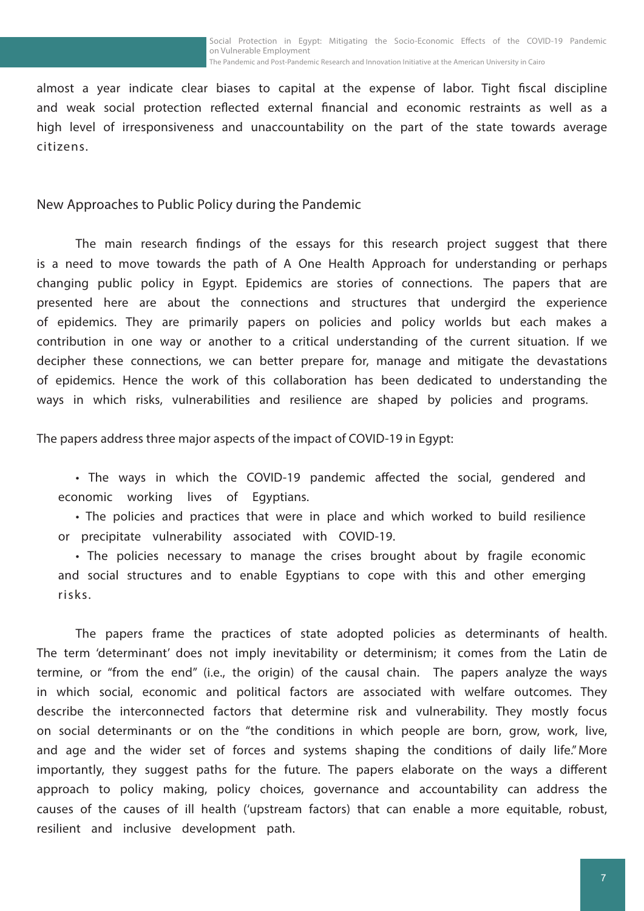almost a year indicate clear biases to capital at the expense of labor. Tight fiscal discipline and weak social protection reflected external financial and economic restraints as well as a high level of irresponsiveness and unaccountability on the part of the state towards average citizens.

## New Approaches to Public Policy during the Pandemic

The main research findings of the essays for this research project suggest that there is a need to move towards the path of A One Health Approach for understanding or perhaps changing public policy in Egypt. Epidemics are stories of connections. The papers that are presented here are about the connections and structures that undergird the experience of epidemics. They are primarily papers on policies and policy worlds but each makes a contribution in one way or another to a critical understanding of the current situation. If we decipher these connections, we can better prepare for, manage and mitigate the devastations of epidemics. Hence the work of this collaboration has been dedicated to understanding the ways in which risks, vulnerabilities and resilience are shaped by policies and programs.

The papers address three major aspects of the impact of COVID-19 in Egypt:

- The ways in which the COVID-19 pandemic affected the social, gendered and economic working lives of Egyptians.
- The policies and practices that were in place and which worked to build resilience or precipitate vulnerability associated with COVID-19.
- The policies necessary to manage the crises brought about by fragile economic and social structures and to enable Egyptians to cope with this and other emerging risks.

The papers frame the practices of state adopted policies as determinants of health. The term 'determinant' does not imply inevitability or determinism; it comes from the Latin de termine, or "from the end" (i.e., the origin) of the causal chain. The papers analyze the ways in which social, economic and political factors are associated with welfare outcomes. They describe the interconnected factors that determine risk and vulnerability. They mostly focus on social determinants or on the "the conditions in which people are born, grow, work, live, and age and the wider set of forces and systems shaping the conditions of daily life." More importantly, they suggest paths for the future. The papers elaborate on the ways a different approach to policy making, policy choices, governance and accountability can address the causes of the causes of ill health ('upstream factors) that can enable a more equitable, robust, resilient and inclusive development path.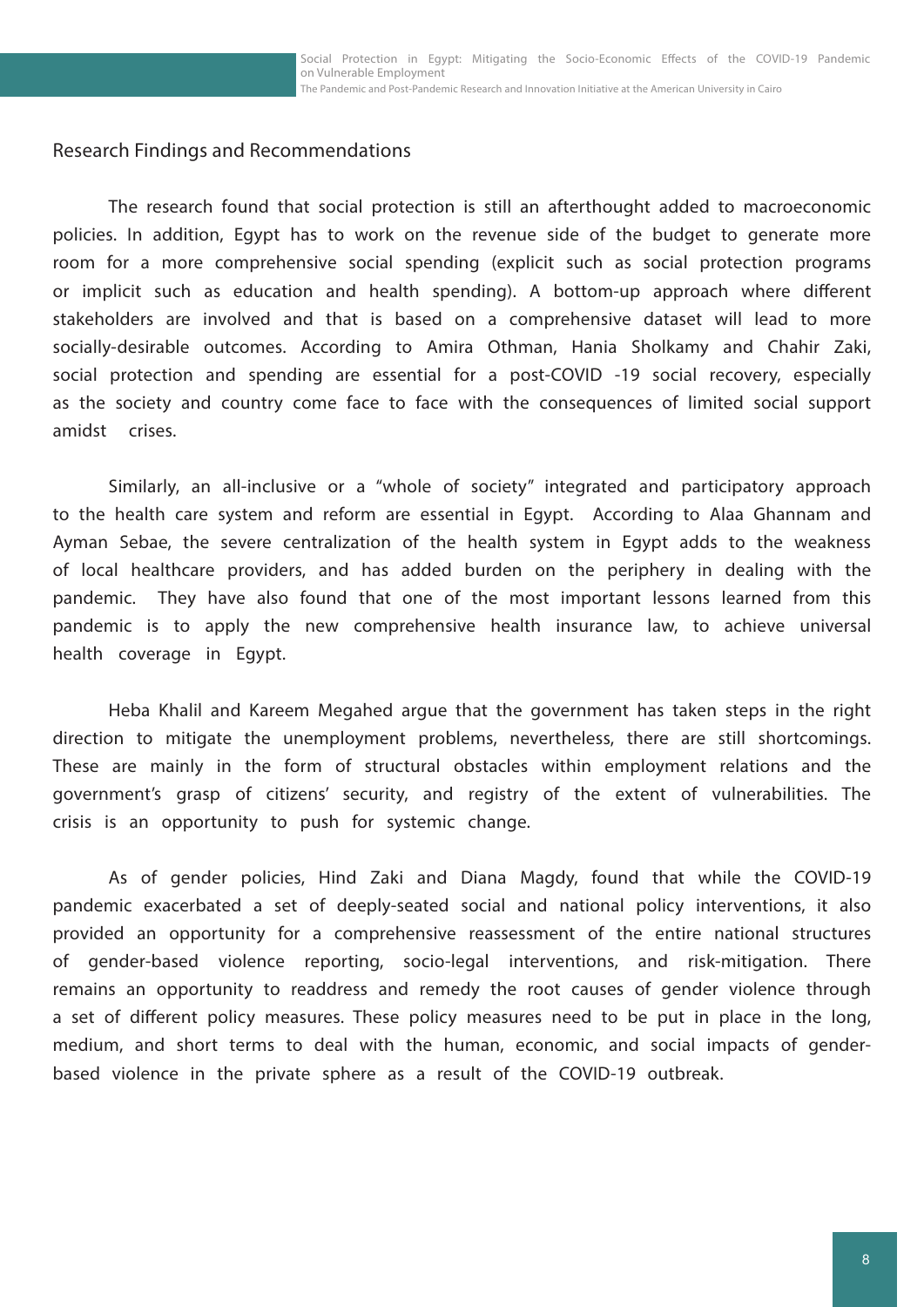## Research Findings and Recommendations

The research found that social protection is still an afterthought added to macroeconomic policies. In addition, Egypt has to work on the revenue side of the budget to generate more room for a more comprehensive social spending (explicit such as social protection programs or implicit such as education and health spending). A bottom-up approach where different stakeholders are involved and that is based on a comprehensive dataset will lead to more socially-desirable outcomes. According to Amira Othman, Hania Sholkamy and Chahir Zaki, social protection and spending are essential for a post-COVID -19 social recovery, especially as the society and country come face to face with the consequences of limited social support amidst crises.

Similarly, an all-inclusive or a "whole of society" integrated and participatory approach to the health care system and reform are essential in Egypt. According to Alaa Ghannam and Ayman Sebae, the severe centralization of the health system in Egypt adds to the weakness of local healthcare providers, and has added burden on the periphery in dealing with the pandemic. They have also found that one of the most important lessons learned from this pandemic is to apply the new comprehensive health insurance law, to achieve universal health coverage in Egypt.

Heba Khalil and Kareem Megahed argue that the government has taken steps in the right direction to mitigate the unemployment problems, nevertheless, there are still shortcomings. These are mainly in the form of structural obstacles within employment relations and the government's grasp of citizens' security, and registry of the extent of vulnerabilities. The crisis is an opportunity to push for systemic change.

As of gender policies, Hind Zaki and Diana Magdy, found that while the COVID-19 pandemic exacerbated a set of deeply-seated social and national policy interventions, it also provided an opportunity for a comprehensive reassessment of the entire national structures of gender-based violence reporting, socio-legal interventions, and risk-mitigation. There remains an opportunity to readdress and remedy the root causes of gender violence through a set of different policy measures. These policy measures need to be put in place in the long, medium, and short terms to deal with the human, economic, and social impacts of gender-based violence in the private sphere as a result of the COVID-19 outbreak.